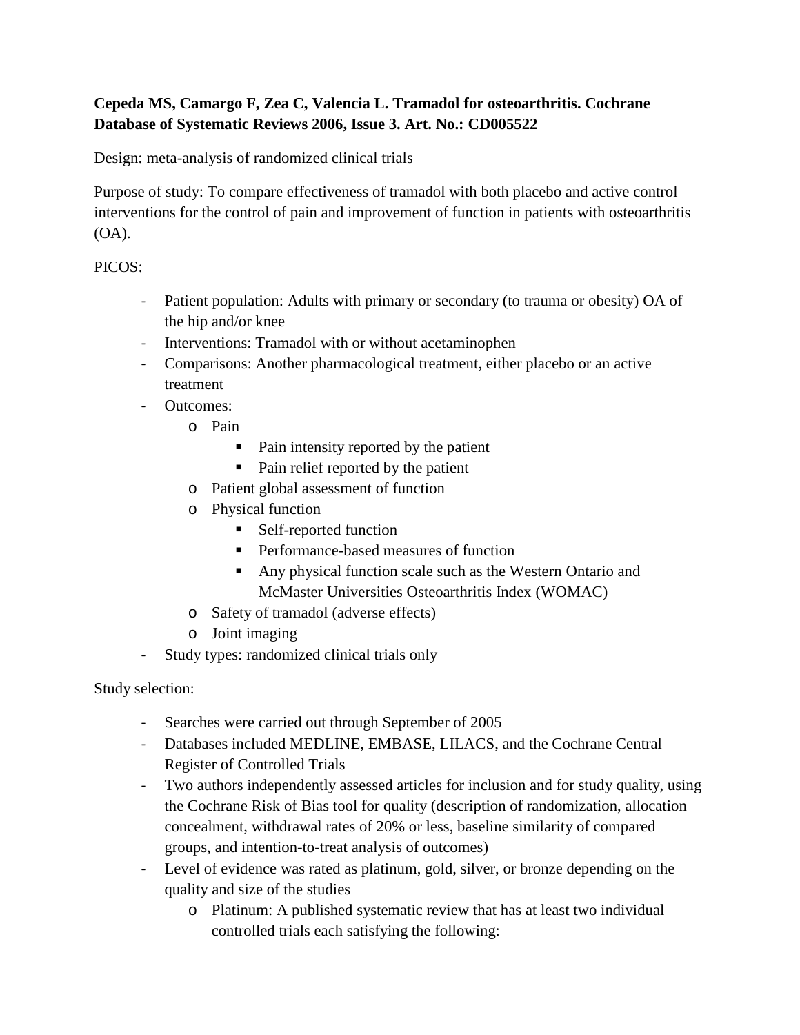**Cepeda MS, Camargo F, Zea C, Valencia L. Tramadol for osteoarthritis. Cochrane Database of Systematic Reviews 2006, Issue 3. Art. No.: CD005522**

Design: meta-analysis of randomized clinical trials

Purpose of study: To compare effectiveness of tramadol with both placebo and active control interventions for the control of pain and improvement of function in patients with osteoarthritis (OA).

PICOS:

- Patient population: Adults with primary or secondary (to trauma or obesity) OA of the hip and/or knee
- Interventions: Tramadol with or without acetaminophen
- Comparisons: Another pharmacological treatment, either placebo or an active treatment
- Outcomes:
  - Pain
    - Pain intensity reported by the patient
    - Pain relief reported by the patient
  - Patient global assessment of function
  - Physical function
    - Self-reported function
    - Performance-based measures of function
    - Any physical function scale such as the Western Ontario and McMaster Universities Osteoarthritis Index (WOMAC)
  - Safety of tramadol (adverse effects)
  - Joint imaging
- Study types: randomized clinical trials only

Study selection:

- Searches were carried out through September of 2005
- Databases included MEDLINE, EMBASE, LILACS, and the Cochrane Central Register of Controlled Trials
- Two authors independently assessed articles for inclusion and for study quality, using the Cochrane Risk of Bias tool for quality (description of randomization, allocation concealment, withdrawal rates of 20% or less, baseline similarity of compared groups, and intention-to-treat analysis of outcomes)
- Level of evidence was rated as platinum, gold, silver, or bronze depending on the quality and size of the studies
  - Platinum: A published systematic review that has at least two individual controlled trials each satisfying the following: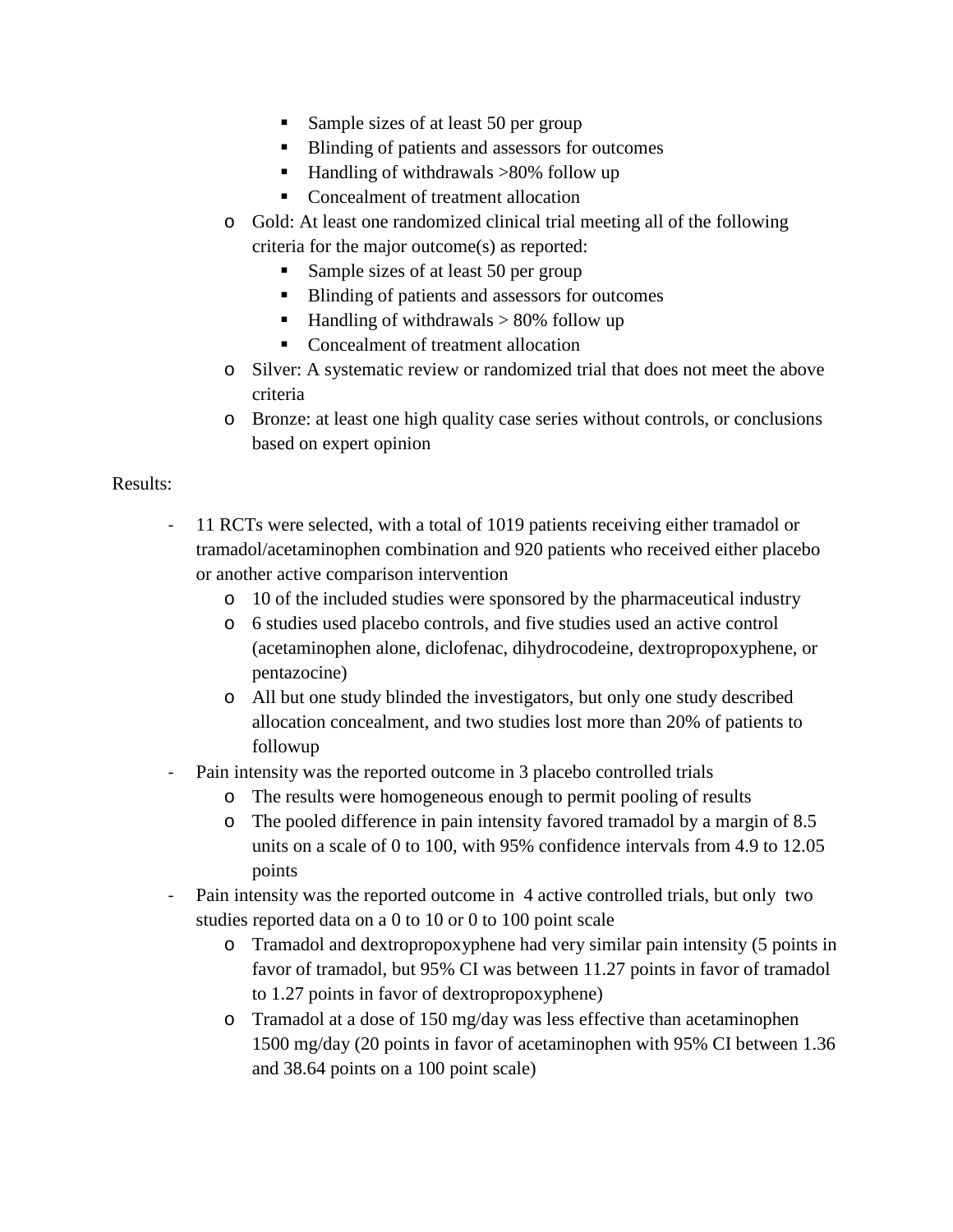- Sample sizes of at least 50 per group
    - Blinding of patients and assessors for outcomes
    - Handling of withdrawals >80% follow up
    - Concealment of treatment allocation
  - Gold: At least one randomized clinical trial meeting all of the following criteria for the major outcome(s) as reported:
    - Sample sizes of at least 50 per group
    - Blinding of patients and assessors for outcomes
    - Handling of withdrawals > 80% follow up
    - Concealment of treatment allocation
  - Silver: A systematic review or randomized trial that does not meet the above criteria
  - Bronze: at least one high quality case series without controls, or conclusions based on expert opinion

Results:

- 11 RCTs were selected, with a total of 1019 patients receiving either tramadol or tramadol/acetaminophen combination and 920 patients who received either placebo or another active comparison intervention
  - 10 of the included studies were sponsored by the pharmaceutical industry
  - 6 studies used placebo controls, and five studies used an active control (acetaminophen alone, diclofenac, dihydrocodeine, dextropropoxyphene, or pentazocine)
  - All but one study blinded the investigators, but only one study described allocation concealment, and two studies lost more than 20% of patients to followup
- Pain intensity was the reported outcome in 3 placebo controlled trials
  - The results were homogeneous enough to permit pooling of results
  - The pooled difference in pain intensity favored tramadol by a margin of 8.5 units on a scale of 0 to 100, with 95% confidence intervals from 4.9 to 12.05 points
- Pain intensity was the reported outcome in 4 active controlled trials, but only two studies reported data on a 0 to 10 or 0 to 100 point scale
  - Tramadol and dextropropoxyphene had very similar pain intensity (5 points in favor of tramadol, but 95% CI was between 11.27 points in favor of tramadol to 1.27 points in favor of dextropropoxyphene)
  - Tramadol at a dose of 150 mg/day was less effective than acetaminophen 1500 mg/day (20 points in favor of acetaminophen with 95% CI between 1.36 and 38.64 points on a 100 point scale)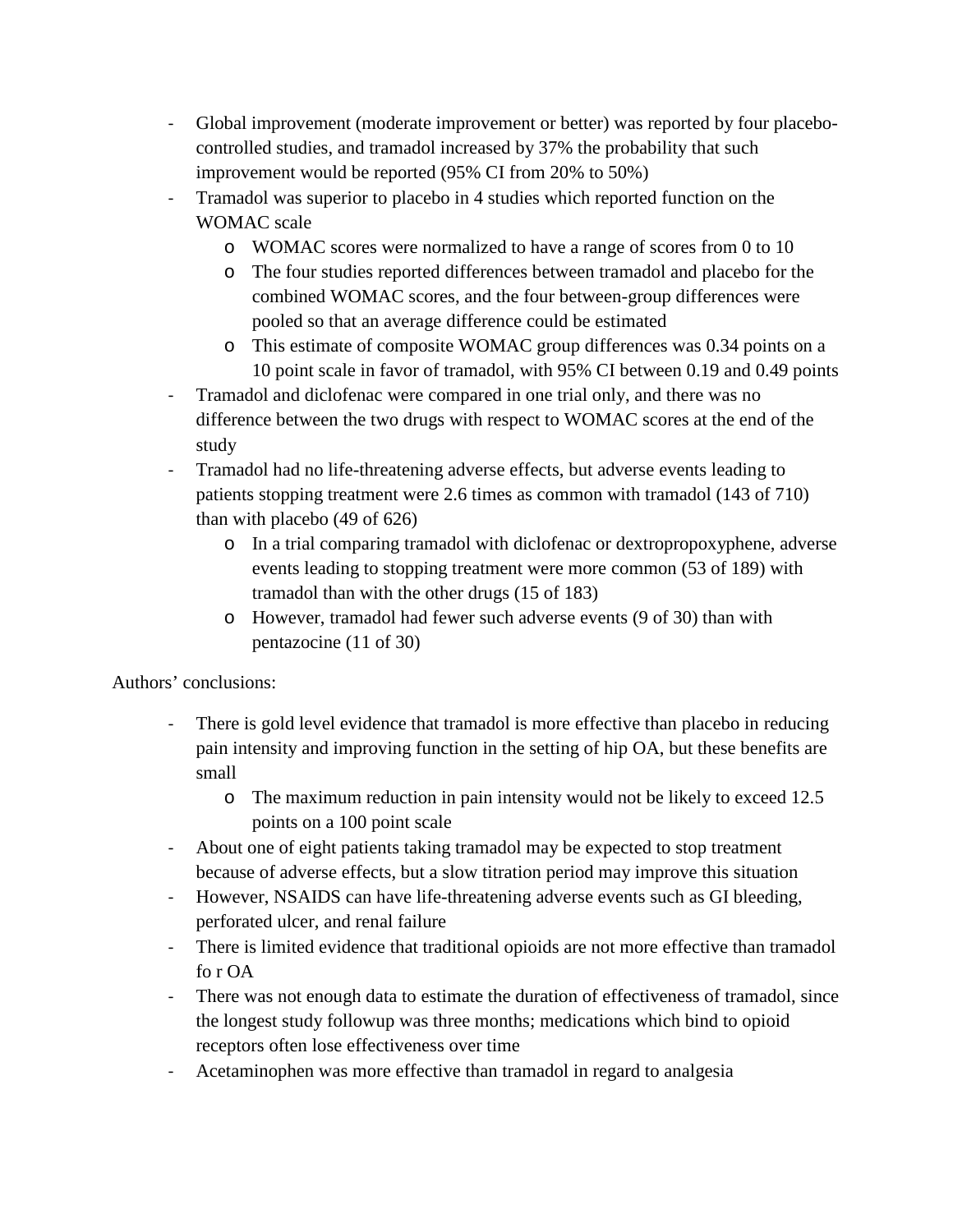- Global improvement (moderate improvement or better) was reported by four placebo-controlled studies, and tramadol increased by 37% the probability that such improvement would be reported (95% CI from 20% to 50%)
- Tramadol was superior to placebo in 4 studies which reported function on the WOMAC scale
    - WOMAC scores were normalized to have a range of scores from 0 to 10
    - The four studies reported differences between tramadol and placebo for the combined WOMAC scores, and the four between-group differences were pooled so that an average difference could be estimated
    - This estimate of composite WOMAC group differences was 0.34 points on a 10 point scale in favor of tramadol, with 95% CI between 0.19 and 0.49 points
- Tramadol and diclofenac were compared in one trial only, and there was no difference between the two drugs with respect to WOMAC scores at the end of the study
- Tramadol had no life-threatening adverse effects, but adverse events leading to patients stopping treatment were 2.6 times as common with tramadol (143 of 710) than with placebo (49 of 626)
    - In a trial comparing tramadol with diclofenac or dextropropoxyphene, adverse events leading to stopping treatment were more common (53 of 189) with tramadol than with the other drugs (15 of 183)
    - However, tramadol had fewer such adverse events (9 of 30) than with pentazocine (11 of 30)

Authors' conclusions:

- There is gold level evidence that tramadol is more effective than placebo in reducing pain intensity and improving function in the setting of hip OA, but these benefits are small
    - The maximum reduction in pain intensity would not be likely to exceed 12.5 points on a 100 point scale
- About one of eight patients taking tramadol may be expected to stop treatment because of adverse effects, but a slow titration period may improve this situation
- However, NSAIDS can have life-threatening adverse events such as GI bleeding, perforated ulcer, and renal failure
- There is limited evidence that traditional opioids are not more effective than tramadol fo r OA
- There was not enough data to estimate the duration of effectiveness of tramadol, since the longest study followup was three months; medications which bind to opioid receptors often lose effectiveness over time
- Acetaminophen was more effective than tramadol in regard to analgesia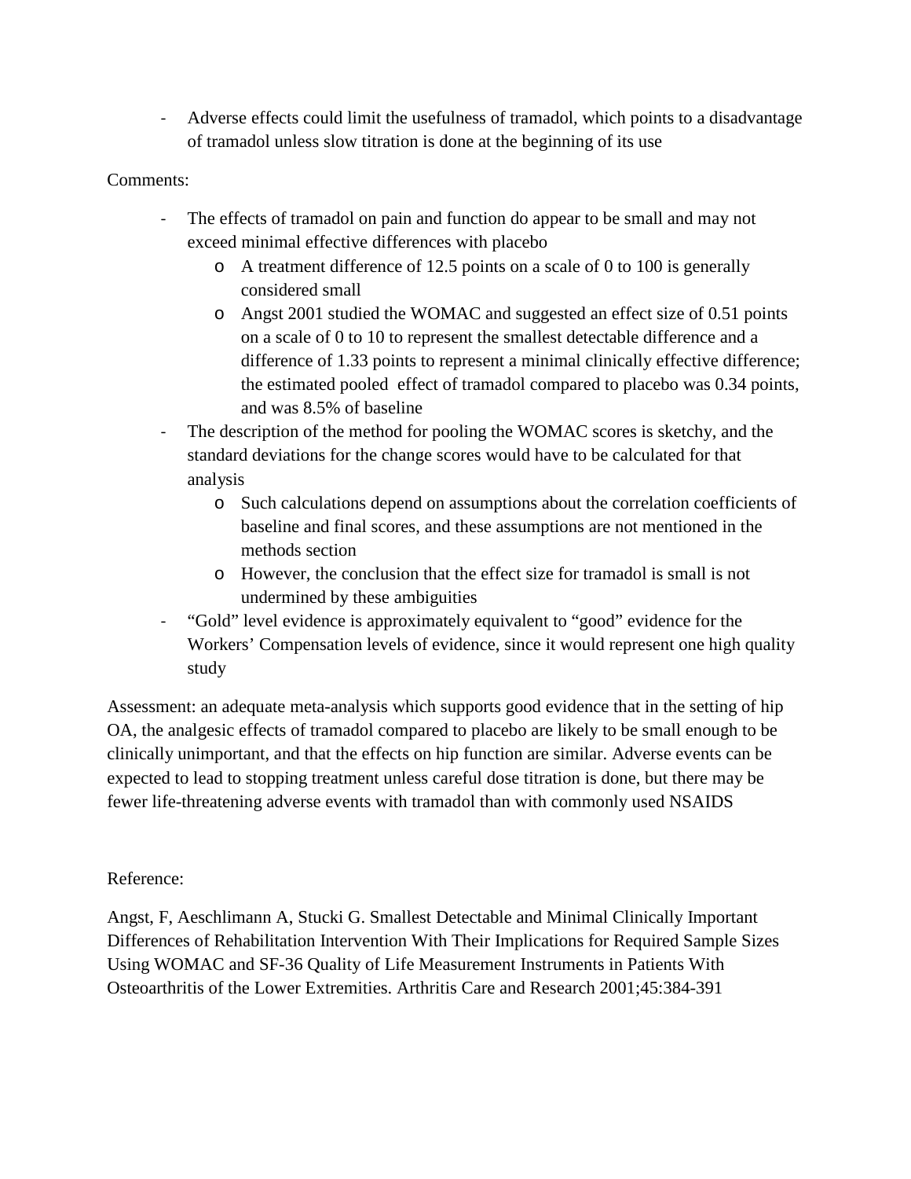- Adverse effects could limit the usefulness of tramadol, which points to a disadvantage of tramadol unless slow titration is done at the beginning of its use

Comments:

- The effects of tramadol on pain and function do appear to be small and may not exceed minimal effective differences with placebo
  - A treatment difference of 12.5 points on a scale of 0 to 100 is generally considered small
  - Angst 2001 studied the WOMAC and suggested an effect size of 0.51 points on a scale of 0 to 10 to represent the smallest detectable difference and a difference of 1.33 points to represent a minimal clinically effective difference; the estimated pooled effect of tramadol compared to placebo was 0.34 points, and was 8.5% of baseline
- The description of the method for pooling the WOMAC scores is sketchy, and the standard deviations for the change scores would have to be calculated for that analysis
  - Such calculations depend on assumptions about the correlation coefficients of baseline and final scores, and these assumptions are not mentioned in the methods section
  - However, the conclusion that the effect size for tramadol is small is not undermined by these ambiguities
- "Gold" level evidence is approximately equivalent to "good" evidence for the Workers' Compensation levels of evidence, since it would represent one high quality study

Assessment: an adequate meta-analysis which supports good evidence that in the setting of hip OA, the analgesic effects of tramadol compared to placebo are likely to be small enough to be clinically unimportant, and that the effects on hip function are similar. Adverse events can be expected to lead to stopping treatment unless careful dose titration is done, but there may be fewer life-threatening adverse events with tramadol than with commonly used NSAIDS

Reference:

Angst, F, Aeschlimann A, Stucki G. Smallest Detectable and Minimal Clinically Important Differences of Rehabilitation Intervention With Their Implications for Required Sample Sizes Using WOMAC and SF-36 Quality of Life Measurement Instruments in Patients With Osteoarthritis of the Lower Extremities. Arthritis Care and Research 2001;45:384-391